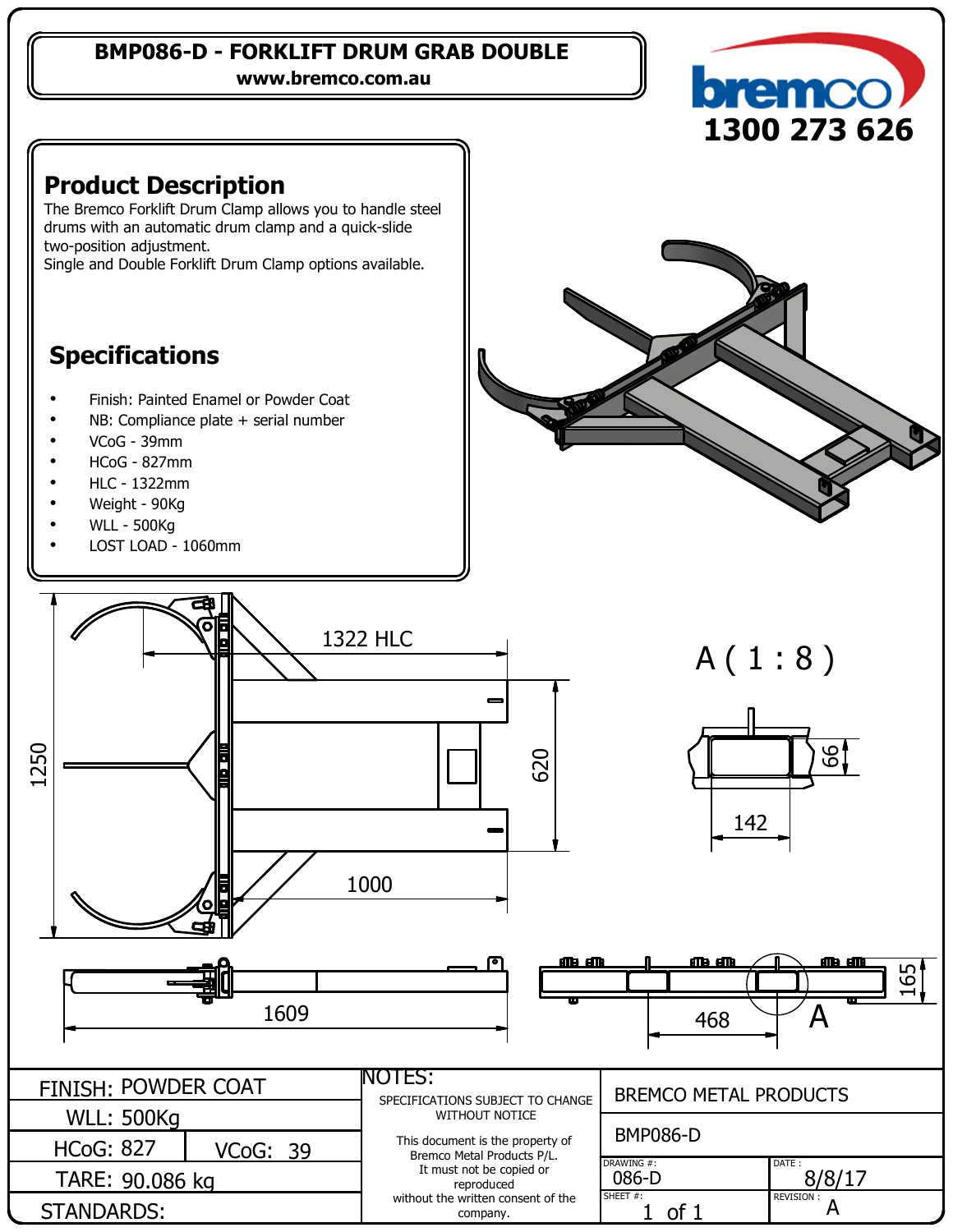# BMP086-D - FORKLIFT DRUM GRAB DOUBLE

www.bremco.com.au

bremco
1300 273 626

## Product Description

The Bremco Forklift Drum Clamp allows you to handle steel drums with an automatic drum clamp and a quick-slide two-position adjustment.
Single and Double Forklift Drum Clamp options available.

## Specifications

- Finish: Painted Enamel or Powder Coat
- NB: Compliance plate + serial number
- VCoG - 39mm
- HCoG - 827mm
- HLC - 1322mm
- Weight - 90Kg
- WLL - 500Kg
- LOST LOAD - 1060mm

1322 HLC

1250

620

1000

A ( 1 : 8 )

66

142

1609

468

165

A

| FINISH: POWDER COAT | | NOTES: | BREMCO METAL PRODUCTS | |
|---|---|---|---|---|
| WLL: 500Kg | | SPECIFICATIONS SUBJECT TO CHANGE WITHOUT NOTICE | BMP086-D | |
| HCoG: 827 | VCoG: 39 | This document is the property of Bremco Metal Products P/L. It must not be copied or reproduced without the written consent of the company. | DRAWING #: 086-D | DATE : 8/8/17 |
| TARE: 90.086 kg | | | SHEET #: 1 of 1 | REVISION : A |
| STANDARDS: | | | | |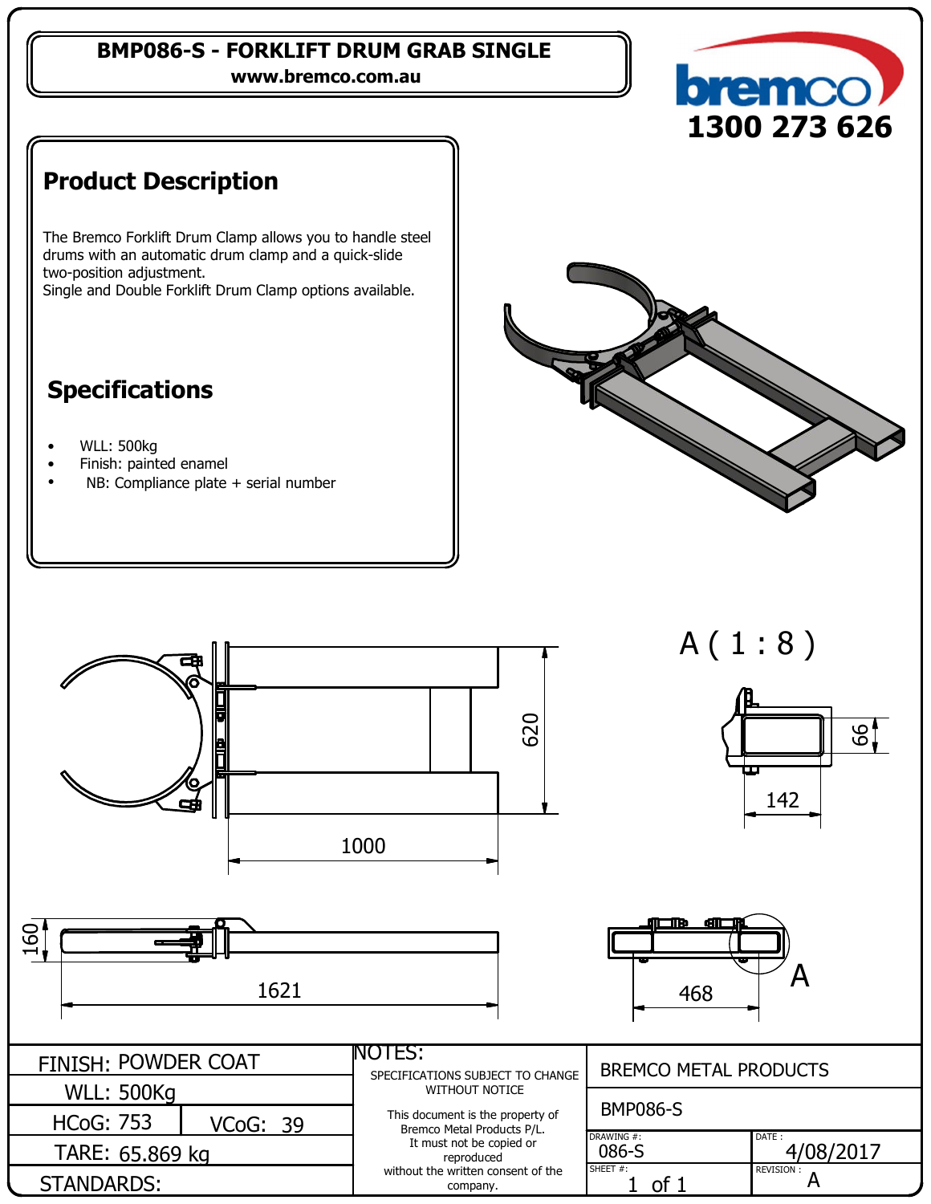# BMP086-S - FORKLIFT DRUM GRAB SINGLE

www.bremco.com.au

bremco
1300 273 626

## Product Description

The Bremco Forklift Drum Clamp allows you to handle steel drums with an automatic drum clamp and a quick-slide two-position adjustment.
Single and Double Forklift Drum Clamp options available.

## Specifications

- WLL: 500kg
- Finish: painted enamel
- NB: Compliance plate + serial number

A ( 1 : 8 )

66

142

620

1000

160

1621

468

A

| | |
|---|---|
| FINISH: POWDER COAT | |
| WLL: 500Kg | |
| HCoG: 753 | VCoG: 39 |
| TARE: 65.869 kg | |
| STANDARDS: | |

NOTES:

SPECIFICATIONS SUBJECT TO CHANGE WITHOUT NOTICE

This document is the property of Bremco Metal Products P/L. It must not be copied or reproduced without the written consent of the company.

BREMCO METAL PRODUCTS

BMP086-S

| | |
|---|---|
| DRAWING #: 086-S | DATE : 4/08/2017 |
| SHEET #: 1 of 1 | REVISION : A |